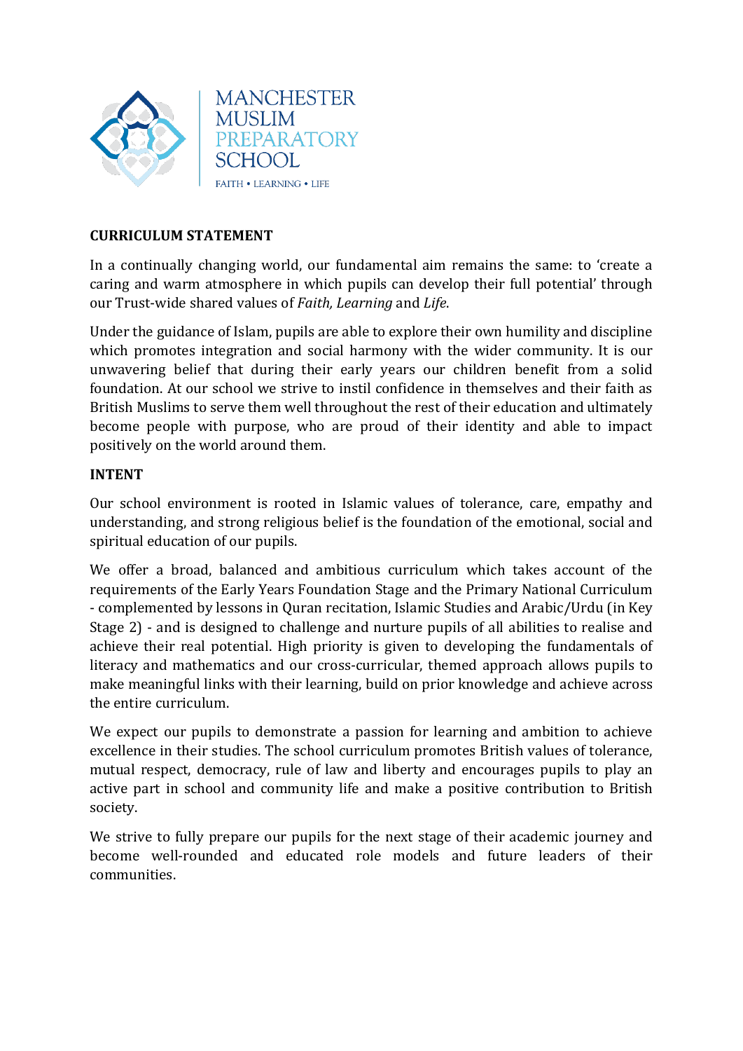MANCHESTER MUSLIM PREPARATORY SCHOOL

FAITH • LEARNING • LIFE

## CURRICULUM STATEMENT

In a continually changing world, our fundamental aim remains the same: to 'create a caring and warm atmosphere in which pupils can develop their full potential' through our Trust-wide shared values of *Faith, Learning* and *Life*.

Under the guidance of Islam, pupils are able to explore their own humility and discipline which promotes integration and social harmony with the wider community. It is our unwavering belief that during their early years our children benefit from a solid foundation. At our school we strive to instil confidence in themselves and their faith as British Muslims to serve them well throughout the rest of their education and ultimately become people with purpose, who are proud of their identity and able to impact positively on the world around them.

## INTENT

Our school environment is rooted in Islamic values of tolerance, care, empathy and understanding, and strong religious belief is the foundation of the emotional, social and spiritual education of our pupils.

We offer a broad, balanced and ambitious curriculum which takes account of the requirements of the Early Years Foundation Stage and the Primary National Curriculum - complemented by lessons in Quran recitation, Islamic Studies and Arabic/Urdu (in Key Stage 2) - and is designed to challenge and nurture pupils of all abilities to realise and achieve their real potential. High priority is given to developing the fundamentals of literacy and mathematics and our cross-curricular, themed approach allows pupils to make meaningful links with their learning, build on prior knowledge and achieve across the entire curriculum.

We expect our pupils to demonstrate a passion for learning and ambition to achieve excellence in their studies. The school curriculum promotes British values of tolerance, mutual respect, democracy, rule of law and liberty and encourages pupils to play an active part in school and community life and make a positive contribution to British society.

We strive to fully prepare our pupils for the next stage of their academic journey and become well-rounded and educated role models and future leaders of their communities.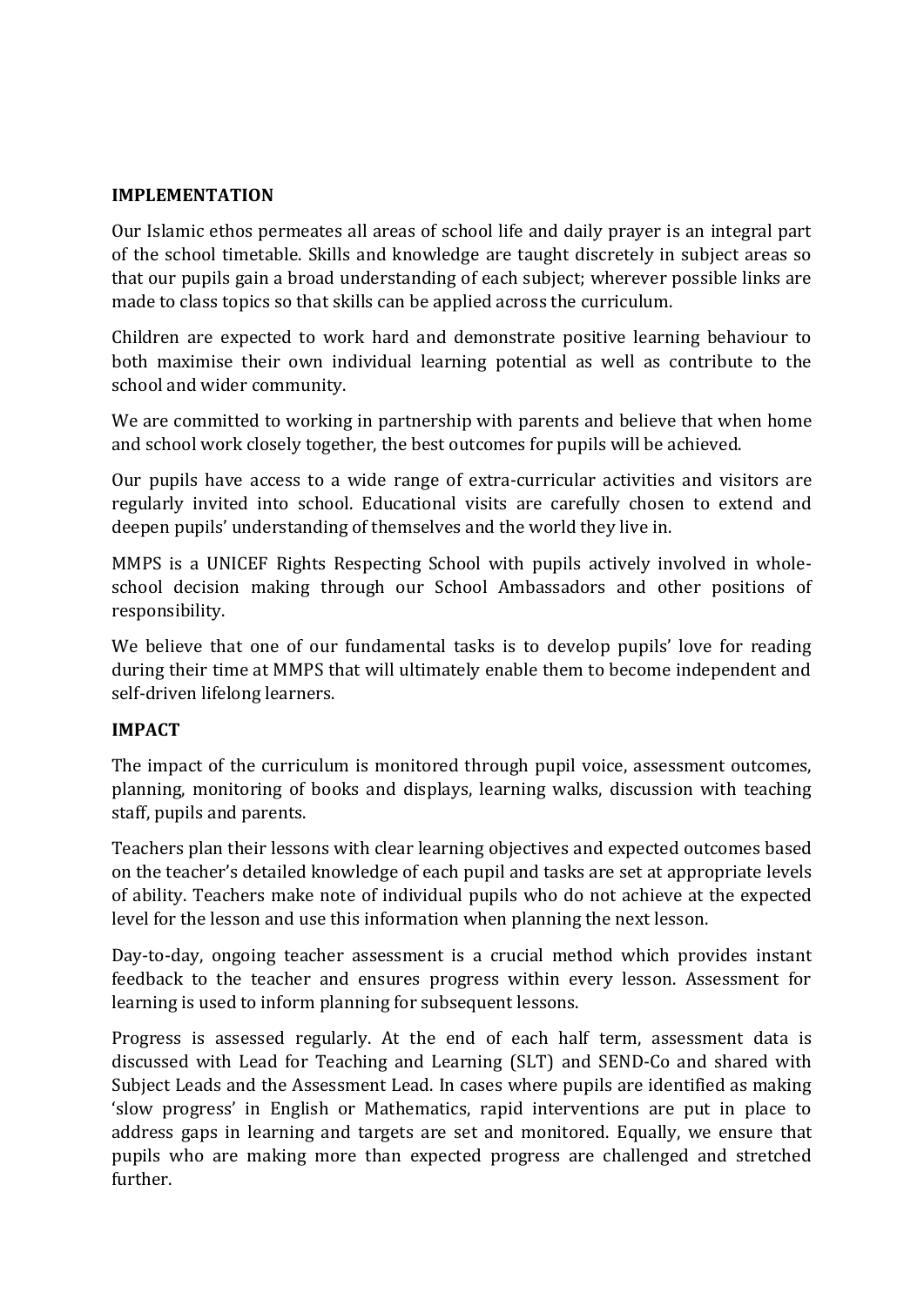**IMPLEMENTATION**

Our Islamic ethos permeates all areas of school life and daily prayer is an integral part of the school timetable. Skills and knowledge are taught discretely in subject areas so that our pupils gain a broad understanding of each subject; wherever possible links are made to class topics so that skills can be applied across the curriculum.

Children are expected to work hard and demonstrate positive learning behaviour to both maximise their own individual learning potential as well as contribute to the school and wider community.

We are committed to working in partnership with parents and believe that when home and school work closely together, the best outcomes for pupils will be achieved.

Our pupils have access to a wide range of extra-curricular activities and visitors are regularly invited into school. Educational visits are carefully chosen to extend and deepen pupils' understanding of themselves and the world they live in.

MMPS is a UNICEF Rights Respecting School with pupils actively involved in whole-school decision making through our School Ambassadors and other positions of responsibility.

We believe that one of our fundamental tasks is to develop pupils' love for reading during their time at MMPS that will ultimately enable them to become independent and self-driven lifelong learners.

**IMPACT**

The impact of the curriculum is monitored through pupil voice, assessment outcomes, planning, monitoring of books and displays, learning walks, discussion with teaching staff, pupils and parents.

Teachers plan their lessons with clear learning objectives and expected outcomes based on the teacher's detailed knowledge of each pupil and tasks are set at appropriate levels of ability. Teachers make note of individual pupils who do not achieve at the expected level for the lesson and use this information when planning the next lesson.

Day-to-day, ongoing teacher assessment is a crucial method which provides instant feedback to the teacher and ensures progress within every lesson. Assessment for learning is used to inform planning for subsequent lessons.

Progress is assessed regularly. At the end of each half term, assessment data is discussed with Lead for Teaching and Learning (SLT) and SEND-Co and shared with Subject Leads and the Assessment Lead. In cases where pupils are identified as making 'slow progress' in English or Mathematics, rapid interventions are put in place to address gaps in learning and targets are set and monitored. Equally, we ensure that pupils who are making more than expected progress are challenged and stretched further.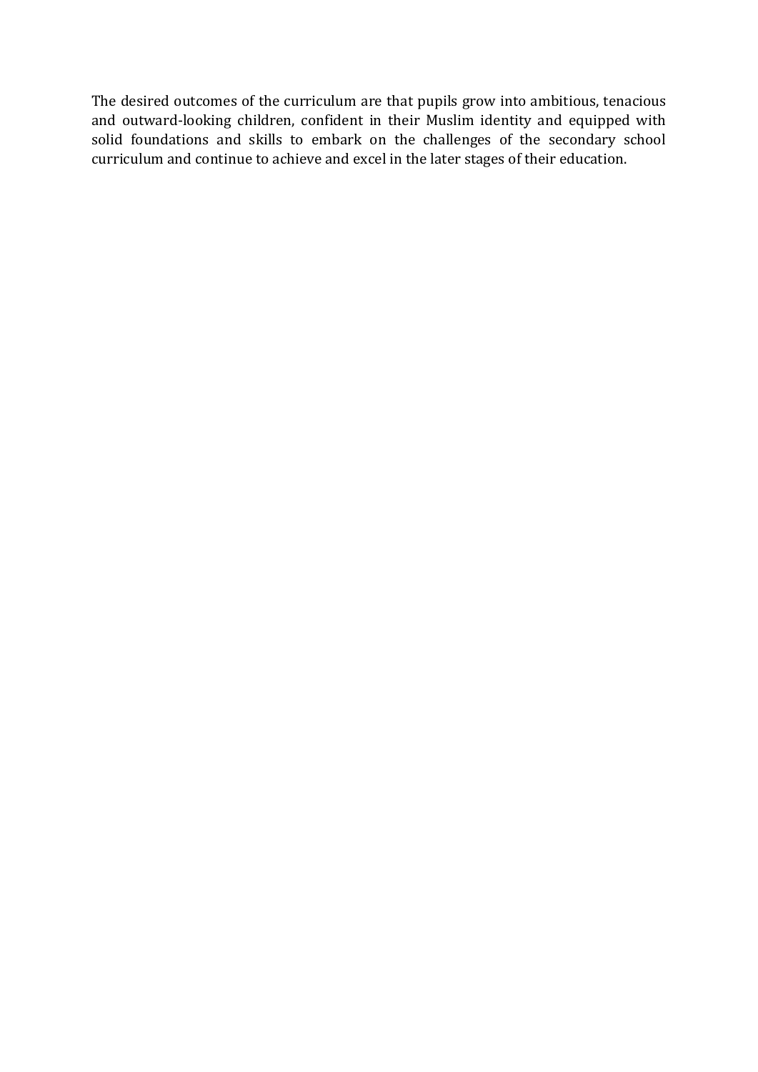The desired outcomes of the curriculum are that pupils grow into ambitious, tenacious and outward-looking children, confident in their Muslim identity and equipped with solid foundations and skills to embark on the challenges of the secondary school curriculum and continue to achieve and excel in the later stages of their education.